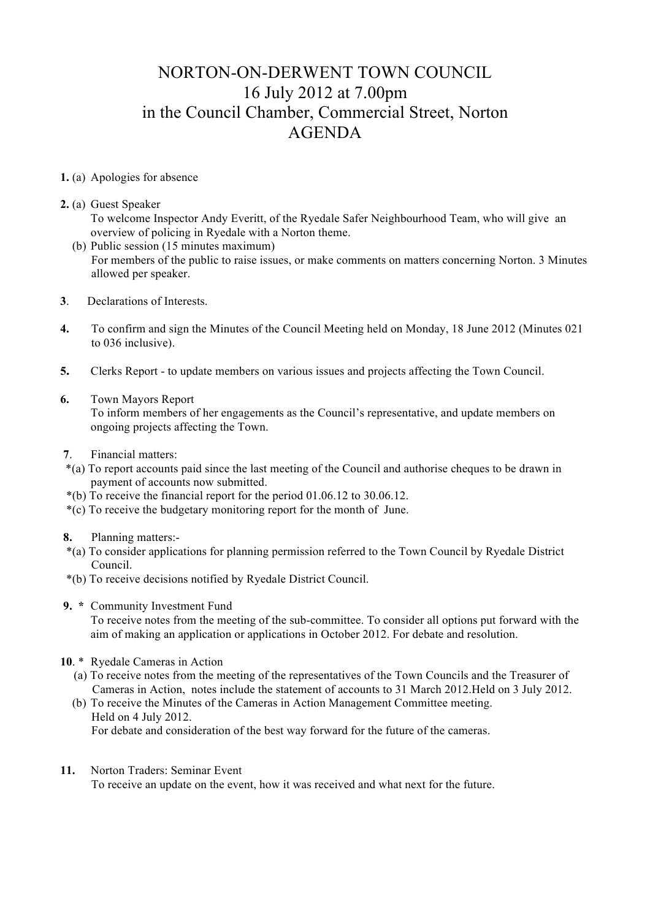# NORTON-ON-DERWENT TOWN COUNCIL
## 16 July 2012 at 7.00pm
## in the Council Chamber, Commercial Street, Norton
## AGENDA

**1.** (a) Apologies for absence

**2.** (a) Guest Speaker
To welcome Inspector Andy Everitt, of the Ryedale Safer Neighbourhood Team, who will give an overview of policing in Ryedale with a Norton theme.
(b) Public session (15 minutes maximum)
For members of the public to raise issues, or make comments on matters concerning Norton. 3 Minutes allowed per speaker.

**3**. Declarations of Interests.

**4.** To confirm and sign the Minutes of the Council Meeting held on Monday, 18 June 2012 (Minutes 021 to 036 inclusive).

**5.** Clerks Report - to update members on various issues and projects affecting the Town Council.

**6.** Town Mayors Report
To inform members of her engagements as the Council's representative, and update members on ongoing projects affecting the Town.

**7**. Financial matters:
*(a) To report accounts paid since the last meeting of the Council and authorise cheques to be drawn in payment of accounts now submitted.
*(b) To receive the financial report for the period 01.06.12 to 30.06.12.
*(c) To receive the budgetary monitoring report for the month of June.

**8.** Planning matters:-
*(a) To consider applications for planning permission referred to the Town Council by Ryedale District Council.
*(b) To receive decisions notified by Ryedale District Council.

**9. *** Community Investment Fund
To receive notes from the meeting of the sub-committee. To consider all options put forward with the aim of making an application or applications in October 2012. For debate and resolution.

**10**. * Ryedale Cameras in Action
(a) To receive notes from the meeting of the representatives of the Town Councils and the Treasurer of Cameras in Action, notes include the statement of accounts to 31 March 2012.Held on 3 July 2012.
(b) To receive the Minutes of the Cameras in Action Management Committee meeting.
Held on 4 July 2012.
For debate and consideration of the best way forward for the future of the cameras.

**11.** Norton Traders: Seminar Event
To receive an update on the event, how it was received and what next for the future.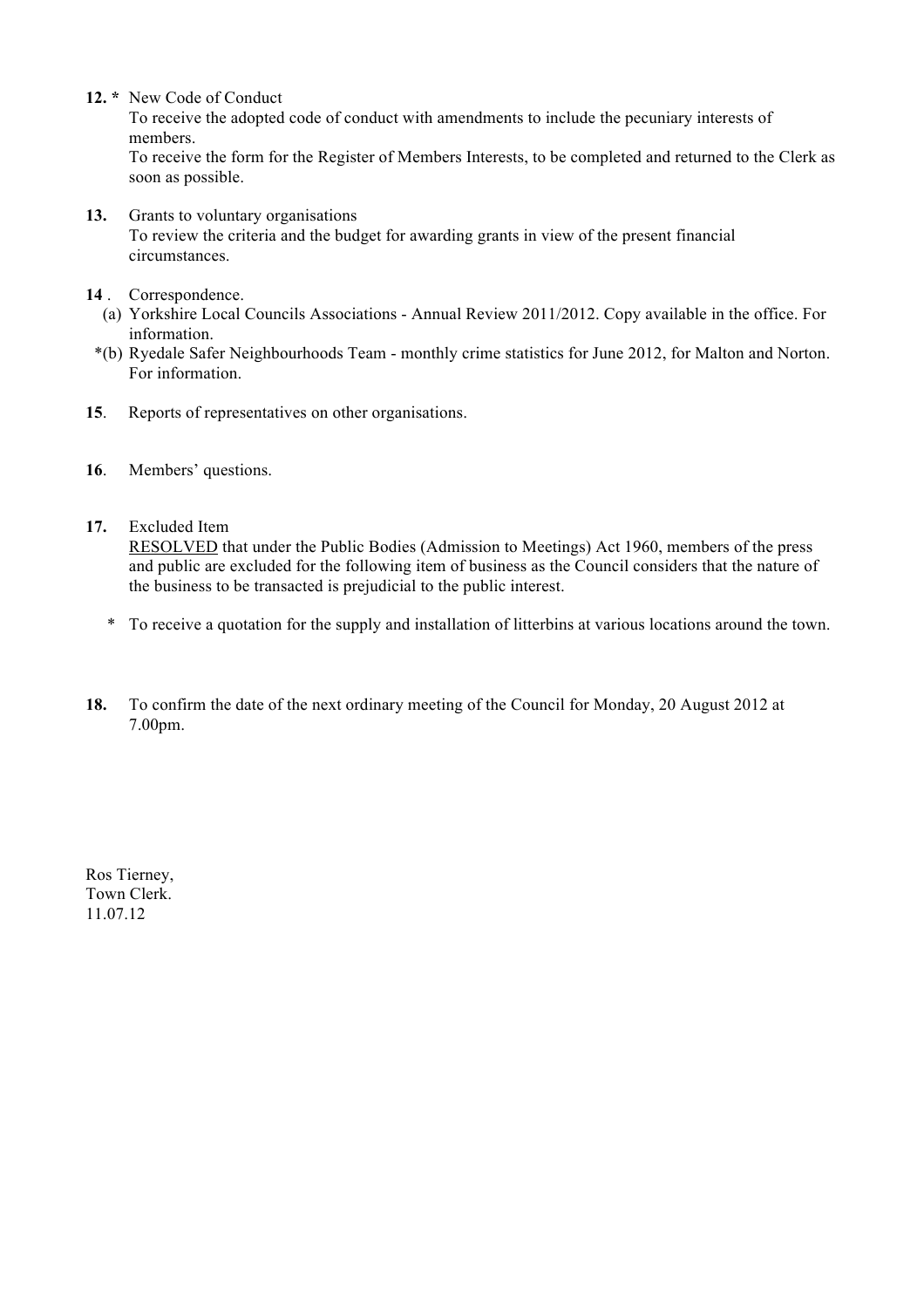**12. *** New Code of Conduct

To receive the adopted code of conduct with amendments to include the pecuniary interests of members.

To receive the form for the Register of Members Interests, to be completed and returned to the Clerk as soon as possible.

**13.** Grants to voluntary organisations

To review the criteria and the budget for awarding grants in view of the present financial circumstances.

**14** . Correspondence.

(a) Yorkshire Local Councils Associations - Annual Review 2011/2012. Copy available in the office. For information.

*(b) Ryedale Safer Neighbourhoods Team - monthly crime statistics for June 2012, for Malton and Norton. For information.

**15**. Reports of representatives on other organisations.

**16**. Members' questions.

**17.** Excluded Item

RESOLVED that under the Public Bodies (Admission to Meetings) Act 1960, members of the press and public are excluded for the following item of business as the Council considers that the nature of the business to be transacted is prejudicial to the public interest.

* To receive a quotation for the supply and installation of litterbins at various locations around the town.

**18.** To confirm the date of the next ordinary meeting of the Council for Monday, 20 August 2012 at 7.00pm.

Ros Tierney,
Town Clerk.
11.07.12